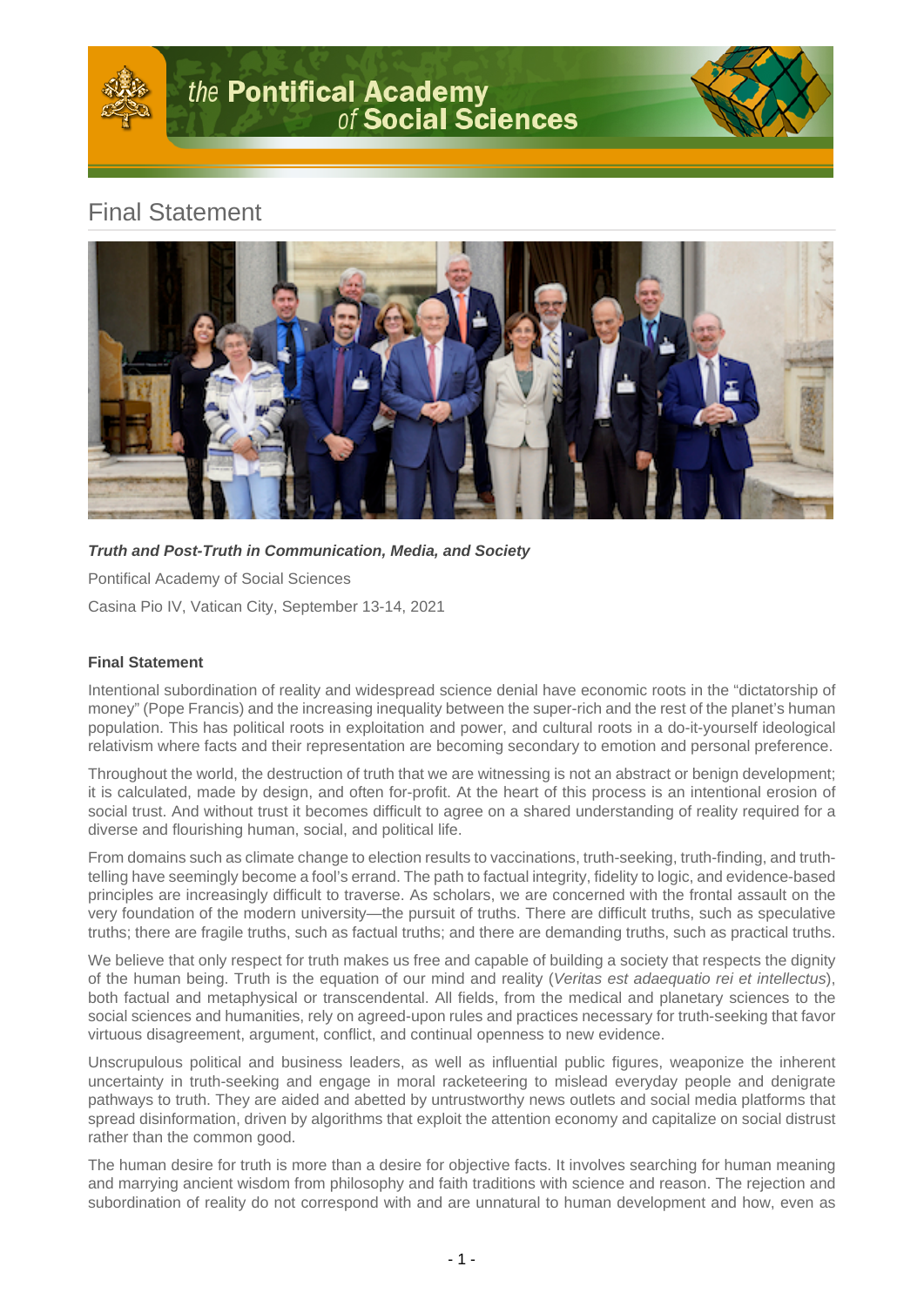# Final Statement

***Truth and Post-Truth in Communication, Media, and Society***

Pontifical Academy of Social Sciences

Casina Pio IV, Vatican City, September 13-14, 2021

## Final Statement

Intentional subordination of reality and widespread science denial have economic roots in the "dictatorship of money" (Pope Francis) and the increasing inequality between the super-rich and the rest of the planet's human population. This has political roots in exploitation and power, and cultural roots in a do-it-yourself ideological relativism where facts and their representation are becoming secondary to emotion and personal preference.

Throughout the world, the destruction of truth that we are witnessing is not an abstract or benign development; it is calculated, made by design, and often for-profit. At the heart of this process is an intentional erosion of social trust. And without trust it becomes difficult to agree on a shared understanding of reality required for a diverse and flourishing human, social, and political life.

From domains such as climate change to election results to vaccinations, truth-seeking, truth-finding, and truth-telling have seemingly become a fool's errand. The path to factual integrity, fidelity to logic, and evidence-based principles are increasingly difficult to traverse. As scholars, we are concerned with the frontal assault on the very foundation of the modern university—the pursuit of truths. There are difficult truths, such as speculative truths; there are fragile truths, such as factual truths; and there are demanding truths, such as practical truths.

We believe that only respect for truth makes us free and capable of building a society that respects the dignity of the human being. Truth is the equation of our mind and reality (*Veritas est adaequatio rei et intellectus*), both factual and metaphysical or transcendental. All fields, from the medical and planetary sciences to the social sciences and humanities, rely on agreed-upon rules and practices necessary for truth-seeking that favor virtuous disagreement, argument, conflict, and continual openness to new evidence.

Unscrupulous political and business leaders, as well as influential public figures, weaponize the inherent uncertainty in truth-seeking and engage in moral racketeering to mislead everyday people and denigrate pathways to truth. They are aided and abetted by untrustworthy news outlets and social media platforms that spread disinformation, driven by algorithms that exploit the attention economy and capitalize on social distrust rather than the common good.

The human desire for truth is more than a desire for objective facts. It involves searching for human meaning and marrying ancient wisdom from philosophy and faith traditions with science and reason. The rejection and subordination of reality do not correspond with and are unnatural to human development and how, even as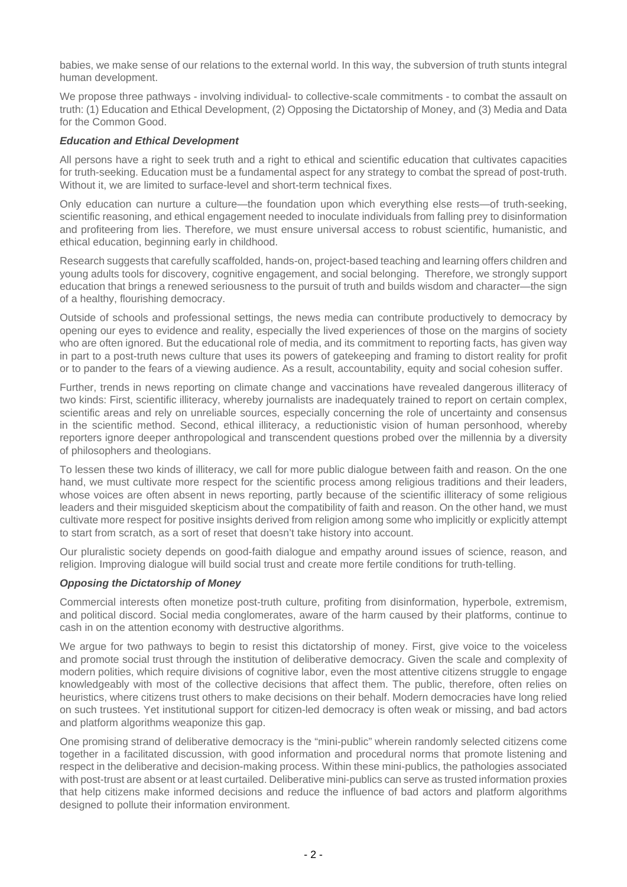babies, we make sense of our relations to the external world. In this way, the subversion of truth stunts integral human development.

We propose three pathways - involving individual- to collective-scale commitments - to combat the assault on truth: (1) Education and Ethical Development, (2) Opposing the Dictatorship of Money, and (3) Media and Data for the Common Good.

***Education and Ethical Development***

All persons have a right to seek truth and a right to ethical and scientific education that cultivates capacities for truth-seeking. Education must be a fundamental aspect for any strategy to combat the spread of post-truth. Without it, we are limited to surface-level and short-term technical fixes.

Only education can nurture a culture—the foundation upon which everything else rests—of truth-seeking, scientific reasoning, and ethical engagement needed to inoculate individuals from falling prey to disinformation and profiteering from lies. Therefore, we must ensure universal access to robust scientific, humanistic, and ethical education, beginning early in childhood.

Research suggests that carefully scaffolded, hands-on, project-based teaching and learning offers children and young adults tools for discovery, cognitive engagement, and social belonging. Therefore, we strongly support education that brings a renewed seriousness to the pursuit of truth and builds wisdom and character—the sign of a healthy, flourishing democracy.

Outside of schools and professional settings, the news media can contribute productively to democracy by opening our eyes to evidence and reality, especially the lived experiences of those on the margins of society who are often ignored. But the educational role of media, and its commitment to reporting facts, has given way in part to a post-truth news culture that uses its powers of gatekeeping and framing to distort reality for profit or to pander to the fears of a viewing audience. As a result, accountability, equity and social cohesion suffer.

Further, trends in news reporting on climate change and vaccinations have revealed dangerous illiteracy of two kinds: First, scientific illiteracy, whereby journalists are inadequately trained to report on certain complex, scientific areas and rely on unreliable sources, especially concerning the role of uncertainty and consensus in the scientific method. Second, ethical illiteracy, a reductionistic vision of human personhood, whereby reporters ignore deeper anthropological and transcendent questions probed over the millennia by a diversity of philosophers and theologians.

To lessen these two kinds of illiteracy, we call for more public dialogue between faith and reason. On the one hand, we must cultivate more respect for the scientific process among religious traditions and their leaders, whose voices are often absent in news reporting, partly because of the scientific illiteracy of some religious leaders and their misguided skepticism about the compatibility of faith and reason. On the other hand, we must cultivate more respect for positive insights derived from religion among some who implicitly or explicitly attempt to start from scratch, as a sort of reset that doesn't take history into account.

Our pluralistic society depends on good-faith dialogue and empathy around issues of science, reason, and religion. Improving dialogue will build social trust and create more fertile conditions for truth-telling.

***Opposing the Dictatorship of Money***

Commercial interests often monetize post-truth culture, profiting from disinformation, hyperbole, extremism, and political discord. Social media conglomerates, aware of the harm caused by their platforms, continue to cash in on the attention economy with destructive algorithms.

We argue for two pathways to begin to resist this dictatorship of money. First, give voice to the voiceless and promote social trust through the institution of deliberative democracy. Given the scale and complexity of modern polities, which require divisions of cognitive labor, even the most attentive citizens struggle to engage knowledgeably with most of the collective decisions that affect them. The public, therefore, often relies on heuristics, where citizens trust others to make decisions on their behalf. Modern democracies have long relied on such trustees. Yet institutional support for citizen-led democracy is often weak or missing, and bad actors and platform algorithms weaponize this gap.

One promising strand of deliberative democracy is the "mini-public" wherein randomly selected citizens come together in a facilitated discussion, with good information and procedural norms that promote listening and respect in the deliberative and decision-making process. Within these mini-publics, the pathologies associated with post-trust are absent or at least curtailed. Deliberative mini-publics can serve as trusted information proxies that help citizens make informed decisions and reduce the influence of bad actors and platform algorithms designed to pollute their information environment.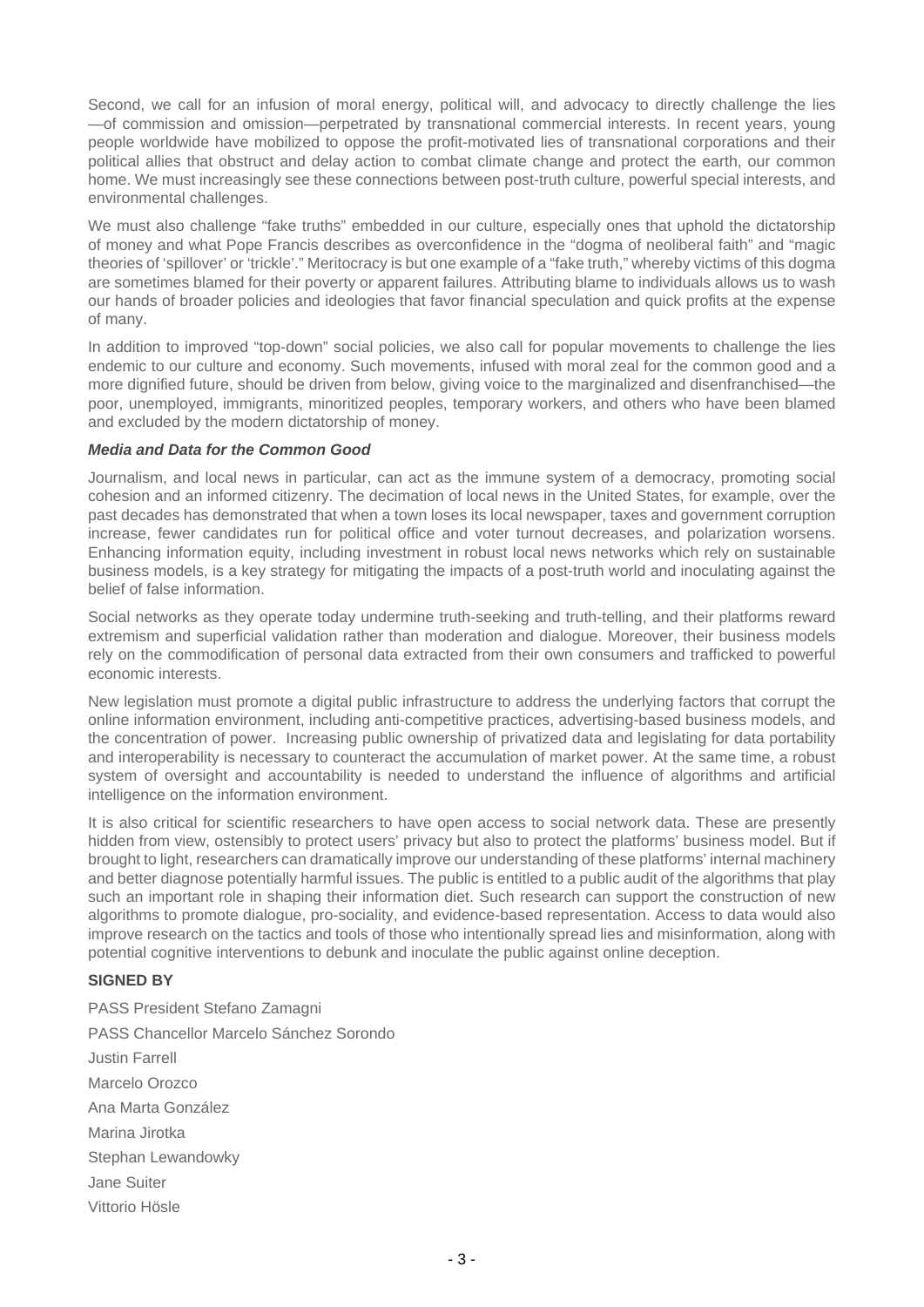Second, we call for an infusion of moral energy, political will, and advocacy to directly challenge the lies—of commission and omission—perpetrated by transnational commercial interests. In recent years, young people worldwide have mobilized to oppose the profit-motivated lies of transnational corporations and their political allies that obstruct and delay action to combat climate change and protect the earth, our common home. We must increasingly see these connections between post-truth culture, powerful special interests, and environmental challenges.

We must also challenge "fake truths" embedded in our culture, especially ones that uphold the dictatorship of money and what Pope Francis describes as overconfidence in the "dogma of neoliberal faith" and "magic theories of 'spillover' or 'trickle'." Meritocracy is but one example of a "fake truth," whereby victims of this dogma are sometimes blamed for their poverty or apparent failures. Attributing blame to individuals allows us to wash our hands of broader policies and ideologies that favor financial speculation and quick profits at the expense of many.

In addition to improved "top-down" social policies, we also call for popular movements to challenge the lies endemic to our culture and economy. Such movements, infused with moral zeal for the common good and a more dignified future, should be driven from below, giving voice to the marginalized and disenfranchised—the poor, unemployed, immigrants, minoritized peoples, temporary workers, and others who have been blamed and excluded by the modern dictatorship of money.

***Media and Data for the Common Good***

Journalism, and local news in particular, can act as the immune system of a democracy, promoting social cohesion and an informed citizenry. The decimation of local news in the United States, for example, over the past decades has demonstrated that when a town loses its local newspaper, taxes and government corruption increase, fewer candidates run for political office and voter turnout decreases, and polarization worsens. Enhancing information equity, including investment in robust local news networks which rely on sustainable business models, is a key strategy for mitigating the impacts of a post-truth world and inoculating against the belief of false information.

Social networks as they operate today undermine truth-seeking and truth-telling, and their platforms reward extremism and superficial validation rather than moderation and dialogue. Moreover, their business models rely on the commodification of personal data extracted from their own consumers and trafficked to powerful economic interests.

New legislation must promote a digital public infrastructure to address the underlying factors that corrupt the online information environment, including anti-competitive practices, advertising-based business models, and the concentration of power. Increasing public ownership of privatized data and legislating for data portability and interoperability is necessary to counteract the accumulation of market power. At the same time, a robust system of oversight and accountability is needed to understand the influence of algorithms and artificial intelligence on the information environment.

It is also critical for scientific researchers to have open access to social network data. These are presently hidden from view, ostensibly to protect users' privacy but also to protect the platforms' business model. But if brought to light, researchers can dramatically improve our understanding of these platforms' internal machinery and better diagnose potentially harmful issues. The public is entitled to a public audit of the algorithms that play such an important role in shaping their information diet. Such research can support the construction of new algorithms to promote dialogue, pro-sociality, and evidence-based representation. Access to data would also improve research on the tactics and tools of those who intentionally spread lies and misinformation, along with potential cognitive interventions to debunk and inoculate the public against online deception.

**SIGNED BY**

PASS President Stefano Zamagni

PASS Chancellor Marcelo Sánchez Sorondo

Justin Farrell

Marcelo Orozco

Ana Marta González

Marina Jirotka

Stephan Lewandowky

Jane Suiter

Vittorio Hösle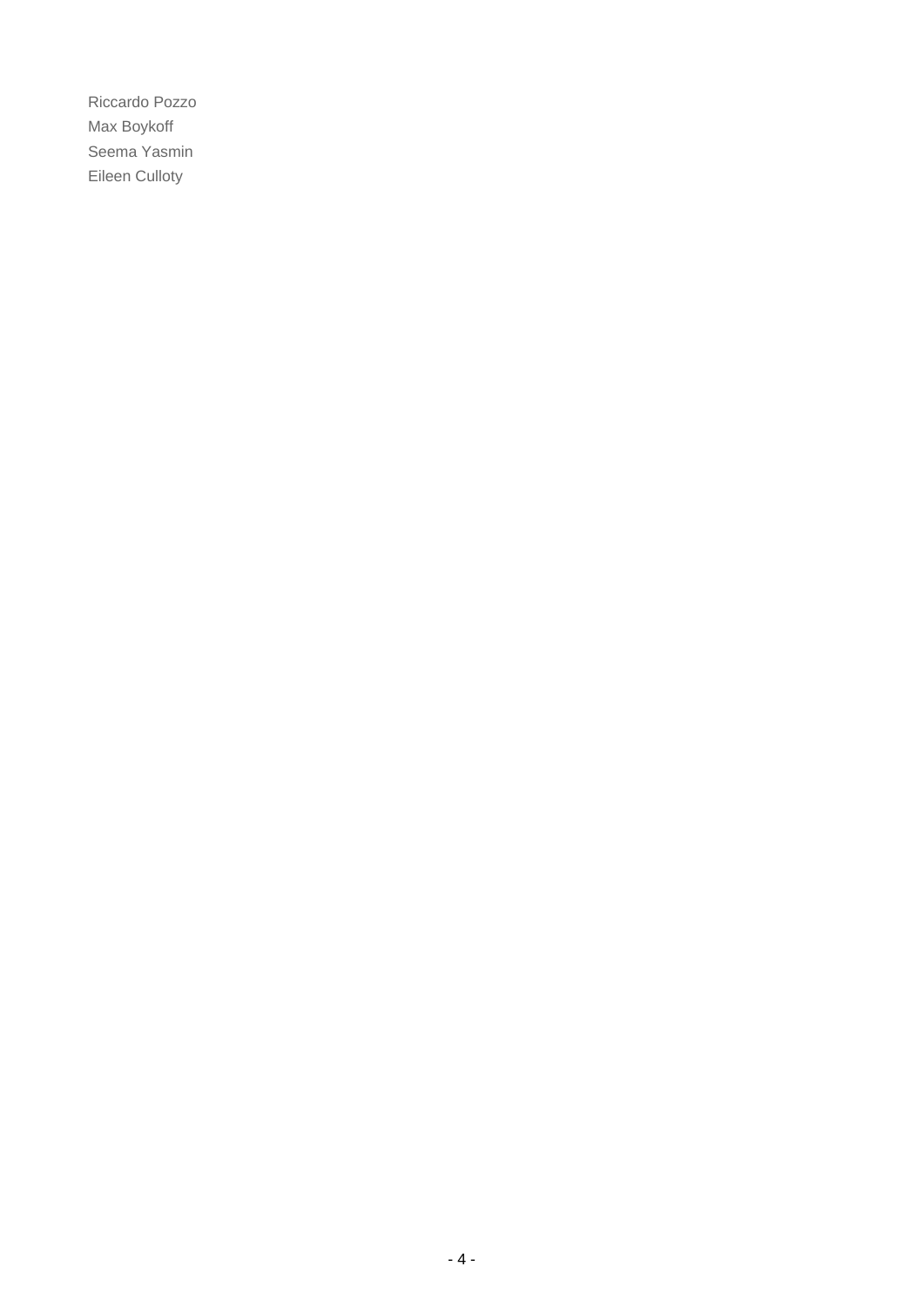Riccardo Pozzo
Max Boykoff
Seema Yasmin
Eileen Culloty